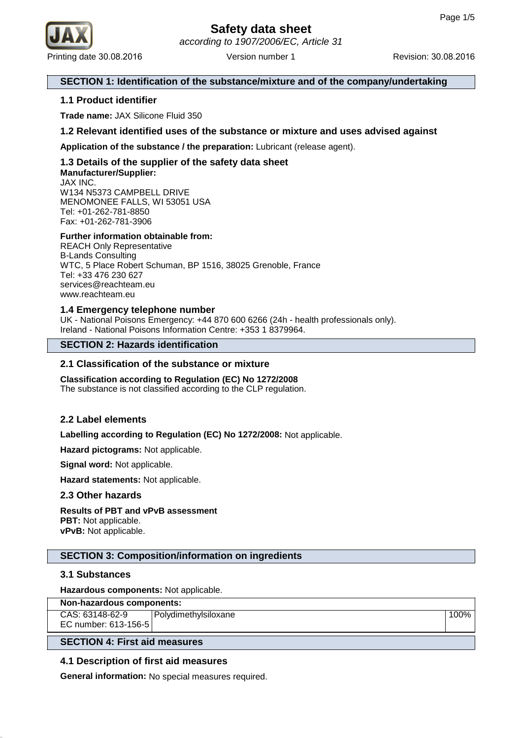# Safety data sheet

*according to 1907/2006/EC, Article 31*

Printing date 30.08.2016 | Version number 1 | Revision: 30.08.2016

## SECTION 1: Identification of the substance/mixture and of the company/undertaking

### 1.1 Product identifier

**Trade name:** JAX Silicone Fluid 350

### 1.2 Relevant identified uses of the substance or mixture and uses advised against

**Application of the substance / the preparation:** Lubricant (release agent).

### 1.3 Details of the supplier of the safety data sheet

**Manufacturer/Supplier:**
JAX INC.
W134 N5373 CAMPBELL DRIVE
MENOMONEE FALLS, WI 53051 USA
Tel: +01-262-781-8850
Fax: +01-262-781-3906

**Further information obtainable from:**
REACH Only Representative
B-Lands Consulting
WTC, 5 Place Robert Schuman, BP 1516, 38025 Grenoble, France
Tel: +33 476 230 627
services@reachteam.eu
www.reachteam.eu

### 1.4 Emergency telephone number

UK - National Poisons Emergency: +44 870 600 6266 (24h - health professionals only).
Ireland - National Poisons Information Centre: +353 1 8379964.

## SECTION 2: Hazards identification

### 2.1 Classification of the substance or mixture

**Classification according to Regulation (EC) No 1272/2008**
The substance is not classified according to the CLP regulation.

### 2.2 Label elements

**Labelling according to Regulation (EC) No 1272/2008:** Not applicable.

**Hazard pictograms:** Not applicable.

**Signal word:** Not applicable.

**Hazard statements:** Not applicable.

### 2.3 Other hazards

**Results of PBT and vPvB assessment**
**PBT:** Not applicable.
**vPvB:** Not applicable.

## SECTION 3: Composition/information on ingredients

### 3.1 Substances

**Hazardous components:** Not applicable.

| Non-hazardous components: | | |
|---|---|---|
| CAS: 63148-62-9<br>EC number: 613-156-5 | Polydimethylsiloxane | 100% |

## SECTION 4: First aid measures

### 4.1 Description of first aid measures

**General information:** No special measures required.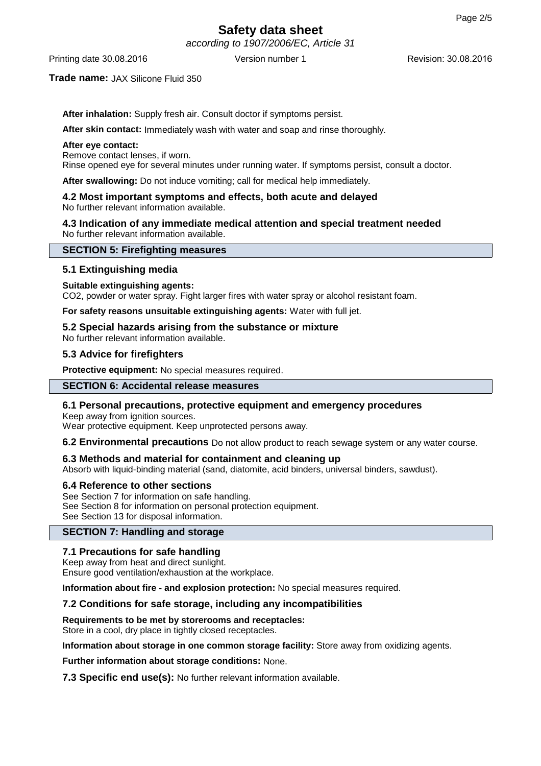**After inhalation:** Supply fresh air. Consult doctor if symptoms persist.

**After skin contact:** Immediately wash with water and soap and rinse thoroughly.

**After eye contact:**
Remove contact lenses, if worn.
Rinse opened eye for several minutes under running water. If symptoms persist, consult a doctor.

**After swallowing:** Do not induce vomiting; call for medical help immediately.

### 4.2 Most important symptoms and effects, both acute and delayed
No further relevant information available.

### 4.3 Indication of any immediate medical attention and special treatment needed
No further relevant information available.

## SECTION 5: Firefighting measures

### 5.1 Extinguishing media

**Suitable extinguishing agents:**
$CO_2$, powder or water spray. Fight larger fires with water spray or alcohol resistant foam.

**For safety reasons unsuitable extinguishing agents:** Water with full jet.

### 5.2 Special hazards arising from the substance or mixture
No further relevant information available.

### 5.3 Advice for firefighters

**Protective equipment:** No special measures required.

## SECTION 6: Accidental release measures

### 6.1 Personal precautions, protective equipment and emergency procedures
Keep away from ignition sources.
Wear protective equipment. Keep unprotected persons away.

**6.2 Environmental precautions** Do not allow product to reach sewage system or any water course.

### 6.3 Methods and material for containment and cleaning up
Absorb with liquid-binding material (sand, diatomite, acid binders, universal binders, sawdust).

### 6.4 Reference to other sections
See Section 7 for information on safe handling.
See Section 8 for information on personal protection equipment.
See Section 13 for disposal information.

## SECTION 7: Handling and storage

### 7.1 Precautions for safe handling
Keep away from heat and direct sunlight.
Ensure good ventilation/exhaustion at the workplace.

**Information about fire - and explosion protection:** No special measures required.

### 7.2 Conditions for safe storage, including any incompatibilities

**Requirements to be met by storerooms and receptacles:**
Store in a cool, dry place in tightly closed receptacles.

**Information about storage in one common storage facility:** Store away from oxidizing agents.

**Further information about storage conditions:** None.

**7.3 Specific end use(s):** No further relevant information available.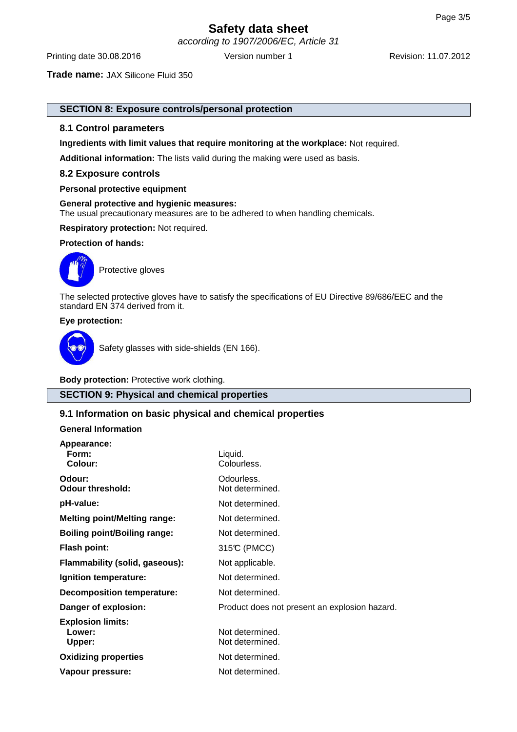# Safety data sheet

*according to 1907/2006/EC, Article 31*

Printing date 30.08.2016 Version number 1 Revision: 11.07.2012

**Trade name:** JAX Silicone Fluid 350

## SECTION 8: Exposure controls/personal protection

### 8.1 Control parameters

**Ingredients with limit values that require monitoring at the workplace:** Not required.

**Additional information:** The lists valid during the making were used as basis.

### 8.2 Exposure controls

**Personal protective equipment**

**General protective and hygienic measures:**
The usual precautionary measures are to be adhered to when handling chemicals.

**Respiratory protection:** Not required.

**Protection of hands:**

Protective gloves

The selected protective gloves have to satisfy the specifications of EU Directive 89/686/EEC and the standard EN 374 derived from it.

**Eye protection:**

Safety glasses with side-shields (EN 166).

**Body protection:** Protective work clothing.

## SECTION 9: Physical and chemical properties

### 9.1 Information on basic physical and chemical properties

**General Information**

| | |
|---|---|
| **Appearance:** | |
| **Form:** | Liquid. |
| **Colour:** | Colourless. |
| **Odour:** | Odourless. |
| **Odour threshold:** | Not determined. |
| **pH-value:** | Not determined. |
| **Melting point/Melting range:** | Not determined. |
| **Boiling point/Boiling range:** | Not determined. |
| **Flash point:** | 315℃ (PMCC) |
| **Flammability (solid, gaseous):** | Not applicable. |
| **Ignition temperature:** | Not determined. |
| **Decomposition temperature:** | Not determined. |
| **Danger of explosion:** | Product does not present an explosion hazard. |
| **Explosion limits:** | |
| **Lower:** | Not determined. |
| **Upper:** | Not determined. |
| **Oxidizing properties** | Not determined. |
| **Vapour pressure:** | Not determined. |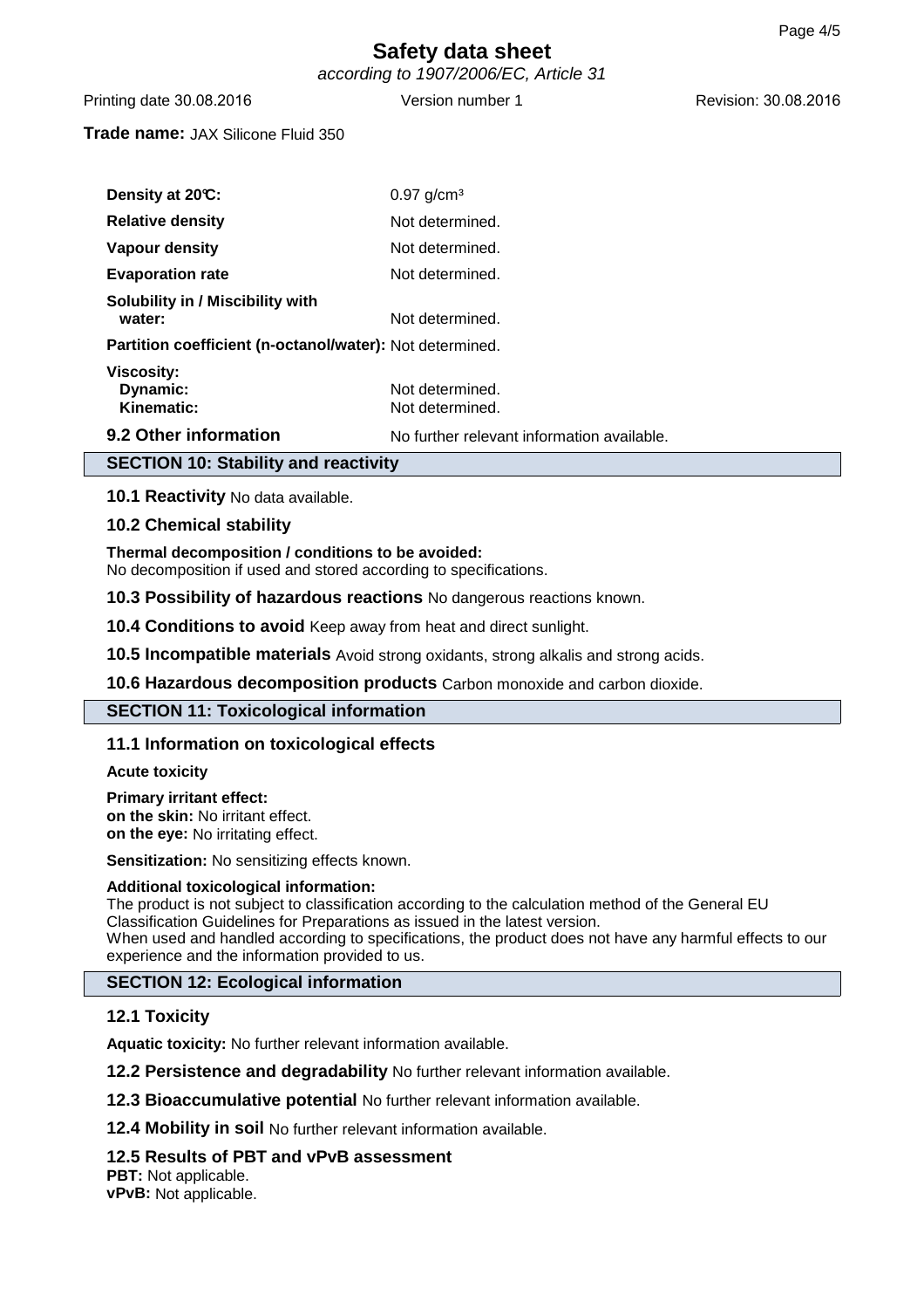**Trade name:** JAX Silicone Fluid 350

| | |
|---|---|
| **Density at 20°C:** | 0.97 g/cm³ |
| **Relative density** | Not determined. |
| **Vapour density** | Not determined. |
| **Evaporation rate** | Not determined. |
| **Solubility in / Miscibility with water:** | Not determined. |
| **Partition coefficient (n-octanol/water):** | Not determined. |
| **Viscosity:** | |
| **Dynamic:** | Not determined. |
| **Kinematic:** | Not determined. |
| **9.2 Other information** | No further relevant information available. |

## SECTION 10: Stability and reactivity

**10.1 Reactivity** No data available.

**10.2 Chemical stability**

**Thermal decomposition / conditions to be avoided:**
No decomposition if used and stored according to specifications.

**10.3 Possibility of hazardous reactions** No dangerous reactions known.

**10.4 Conditions to avoid** Keep away from heat and direct sunlight.

**10.5 Incompatible materials** Avoid strong oxidants, strong alkalis and strong acids.

**10.6 Hazardous decomposition products** Carbon monoxide and carbon dioxide.

## SECTION 11: Toxicological information

**11.1 Information on toxicological effects**

**Acute toxicity**

**Primary irritant effect:**
**on the skin:** No irritant effect.
**on the eye:** No irritating effect.

**Sensitization:** No sensitizing effects known.

**Additional toxicological information:**
The product is not subject to classification according to the calculation method of the General EU Classification Guidelines for Preparations as issued in the latest version.
When used and handled according to specifications, the product does not have any harmful effects to our experience and the information provided to us.

## SECTION 12: Ecological information

**12.1 Toxicity**

**Aquatic toxicity:** No further relevant information available.

**12.2 Persistence and degradability** No further relevant information available.

**12.3 Bioaccumulative potential** No further relevant information available.

**12.4 Mobility in soil** No further relevant information available.

**12.5 Results of PBT and vPvB assessment**
**PBT:** Not applicable.
**vPvB:** Not applicable.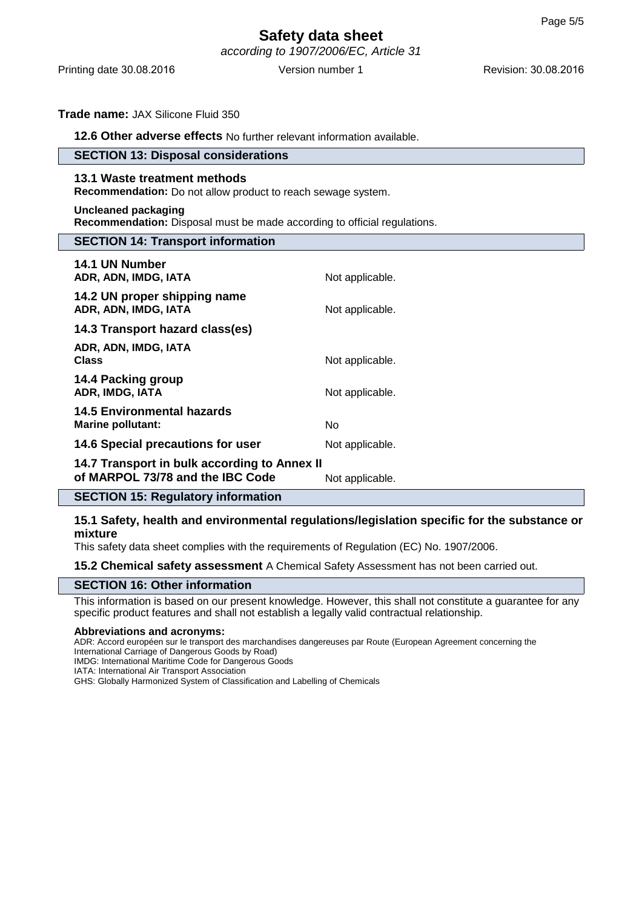**Trade name:** JAX Silicone Fluid 350

**12.6 Other adverse effects** No further relevant information available.

## SECTION 13: Disposal considerations

### 13.1 Waste treatment methods

**Recommendation:** Do not allow product to reach sewage system.

**Uncleaned packaging**
**Recommendation:** Disposal must be made according to official regulations.

## SECTION 14: Transport information

| | |
|---|---|
| **14.1 UN Number**<br>**ADR, ADN, IMDG, IATA** | Not applicable. |
| **14.2 UN proper shipping name**<br>**ADR, ADN, IMDG, IATA** | Not applicable. |
| **14.3 Transport hazard class(es)** | |
| **ADR, ADN, IMDG, IATA**<br>**Class** | Not applicable. |
| **14.4 Packing group**<br>**ADR, IMDG, IATA** | Not applicable. |
| **14.5 Environmental hazards**<br>**Marine pollutant:** | No |
| **14.6 Special precautions for user** | Not applicable. |
| **14.7 Transport in bulk according to Annex II of MARPOL 73/78 and the IBC Code** | Not applicable. |

## SECTION 15: Regulatory information

### 15.1 Safety, health and environmental regulations/legislation specific for the substance or mixture

This safety data sheet complies with the requirements of Regulation (EC) No. 1907/2006.

**15.2 Chemical safety assessment** A Chemical Safety Assessment has not been carried out.

## SECTION 16: Other information

This information is based on our present knowledge. However, this shall not constitute a guarantee for any specific product features and shall not establish a legally valid contractual relationship.

**Abbreviations and acronyms:**

ADR: Accord européen sur le transport des marchandises dangereuses par Route (European Agreement concerning the International Carriage of Dangerous Goods by Road)
IMDG: International Maritime Code for Dangerous Goods
IATA: International Air Transport Association
GHS: Globally Harmonized System of Classification and Labelling of Chemicals